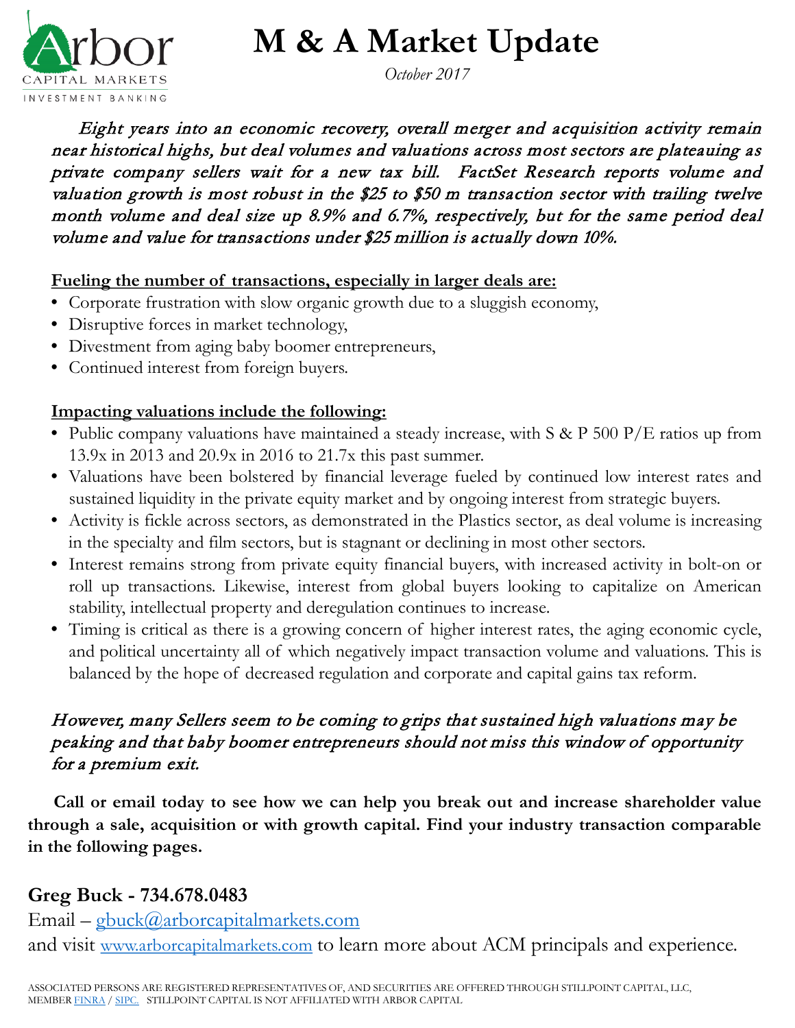# M & A Market Update

*October 2017*

*Eight years into an economic recovery, overall merger and acquisition activity remain near historical highs, but deal volumes and valuations across most sectors are plateauing as private company sellers wait for a new tax bill. FactSet Research reports volume and valuation growth is most robust in the $25 to $50 m transaction sector with trailing twelve month volume and deal size up 8.9% and 6.7%, respectively, but for the same period deal volume and value for transactions under $25 million is actually down 10%.*

**Fueling the number of transactions, especially in larger deals are:**

- Corporate frustration with slow organic growth due to a sluggish economy,
- Disruptive forces in market technology,
- Divestment from aging baby boomer entrepreneurs,
- Continued interest from foreign buyers.

**Impacting valuations include the following:**

- Public company valuations have maintained a steady increase, with S & P 500 P/E ratios up from 13.9x in 2013 and 20.9x in 2016 to 21.7x this past summer.
- Valuations have been bolstered by financial leverage fueled by continued low interest rates and sustained liquidity in the private equity market and by ongoing interest from strategic buyers.
- Activity is fickle across sectors, as demonstrated in the Plastics sector, as deal volume is increasing in the specialty and film sectors, but is stagnant or declining in most other sectors.
- Interest remains strong from private equity financial buyers, with increased activity in bolt-on or roll up transactions. Likewise, interest from global buyers looking to capitalize on American stability, intellectual property and deregulation continues to increase.
- Timing is critical as there is a growing concern of higher interest rates, the aging economic cycle, and political uncertainty all of which negatively impact transaction volume and valuations. This is balanced by the hope of decreased regulation and corporate and capital gains tax reform.

*However, many Sellers seem to be coming to grips that sustained high valuations may be peaking and that baby boomer entrepreneurs should not miss this window of opportunity for a premium exit.*

**Call or email today to see how we can help you break out and increase shareholder value through a sale, acquisition or with growth capital. Find your industry transaction comparable in the following pages.**

**Greg Buck - 734.678.0483**

Email – gbuck@arborcapitalmarkets.com

and visit www.arborcapitalmarkets.com to learn more about ACM principals and experience.

ASSOCIATED PERSONS ARE REGISTERED REPRESENTATIVES OF, AND SECURITIES ARE OFFERED THROUGH STILLPOINT CAPITAL, LLC, MEMBER FINRA / SIPC. STILLPOINT CAPITAL IS NOT AFFILIATED WITH ARBOR CAPITAL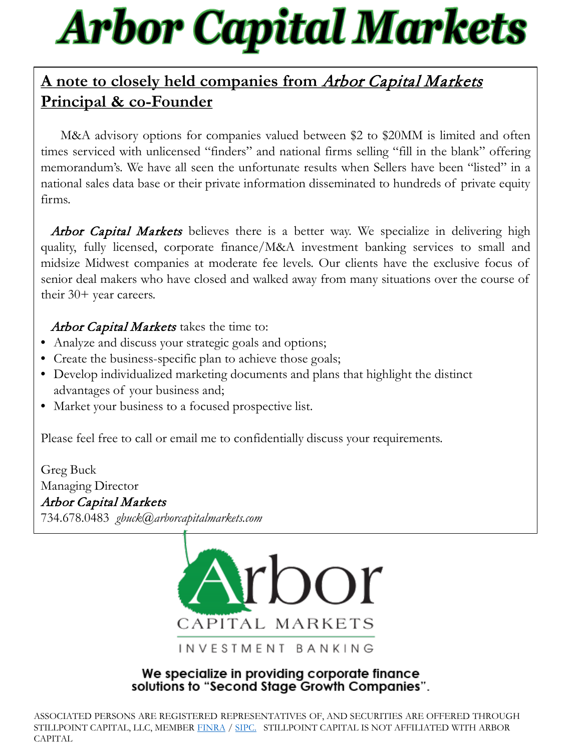# Arbor Capital Markets

## A note to closely held companies from *Arbor Capital Markets* Principal & co-Founder

M&A advisory options for companies valued between $2 to $20MM is limited and often times serviced with unlicensed "finders" and national firms selling "fill in the blank" offering memorandum's. We have all seen the unfortunate results when Sellers have been "listed" in a national sales data base or their private information disseminated to hundreds of private equity firms.

*Arbor Capital Markets* believes there is a better way. We specialize in delivering high quality, fully licensed, corporate finance/M&A investment banking services to small and midsize Midwest companies at moderate fee levels. Our clients have the exclusive focus of senior deal makers who have closed and walked away from many situations over the course of their 30+ year careers.

*Arbor Capital Markets* takes the time to:

- Analyze and discuss your strategic goals and options;
- Create the business-specific plan to achieve those goals;
- Develop individualized marketing documents and plans that highlight the distinct advantages of your business and;
- Market your business to a focused prospective list.

Please feel free to call or email me to confidentially discuss your requirements.

Greg Buck
Managing Director
*Arbor Capital Markets*
734.678.0483 *gbuck@arborcapitalmarkets.com*

Arbor
CAPITAL MARKETS
INVESTMENT BANKING

**We specialize in providing corporate finance solutions to "Second Stage Growth Companies".**

ASSOCIATED PERSONS ARE REGISTERED REPRESENTATIVES OF, AND SECURITIES ARE OFFERED THROUGH STILLPOINT CAPITAL, LLC, MEMBER FINRA / SIPC. STILLPOINT CAPITAL IS NOT AFFILIATED WITH ARBOR CAPITAL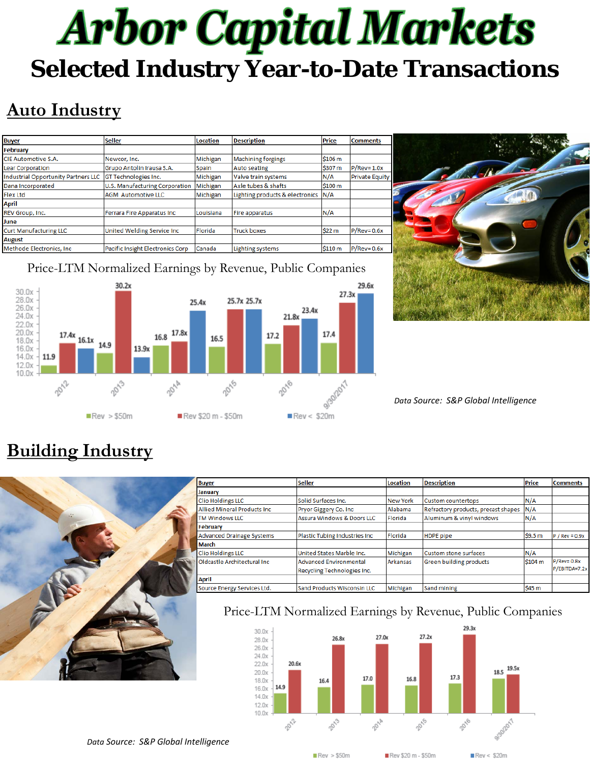# Arbor Capital Markets

## Selected Industry Year-to-Date Transactions

## Auto Industry

| Buyer | Seller | Location | Description | Price | Comments |
|---|---|---|---|---|---|
| **February** | | | | | |
| CIE Automotive S.A. | Newcor, Inc. | Michigan | Machining forgings | $106 m | |
| Lear Corporation | Grupo Antolin Irausa S.A. | Spain | Auto seating | $307 m | P/Rev= 1.0x |
| Industrial Opportunity Partners LLC | GT Technologies Inc. | Michigan | Valve train systems | N/A | Private Equity |
| Dana Incorporated | U.S. Manufacturing Corporation | Michigan | Axle tubes & shafts | $100 m | |
| Flex Ltd | AGM Automotive LLC | Michigan | Lighting products & electronics | N/A | |
| **April** | | | | | |
| REV Group, Inc. | Ferrara Fire Apparatus Inc | Louisiana | Fire apparatus | N/A | |
| **June** | | | | | |
| Curt Manufacturing LLC | United Welding Service Inc | Florida | Truck boxes | $22 m | P/Rev= 0.6x |
| **August** | | | | | |
| Methode Electronics, Inc | Pacific Insight Electronics Corp | Canada | Lighting systems | $110 m | P/Rev= 0.6x |

Price-LTM Normalized Earnings by Revenue, Public Companies

| Year | Rev > $50m | Rev $20 m - $50m | Rev < $20m |
|---|---|---|---|
| 2012 | 11.9 | 17.4x | 16.1x |
| 2013 | 14.9 | 30.2x | 13.9x |
| 2014 | 16.8 | 17.8x | 25.4x |
| 2015 | 16.5 | 25.7x | 25.7x |
| 2016 | 17.2 | 21.8x | 23.4x |
| 9/30/2017 | 17.4 | 27.3x | 29.6x |

*Data Source: S&P Global Intelligence*

## Building Industry

| Buyer | Seller | Location | Description | Price | Comments |
|---|---|---|---|---|---|
| **January** | | | | | |
| Clio Holdings LLC | Solid Surfaces Inc. | New York | Custom countertops | N/A | |
| Allied Mineral Products Inc | Pryor Giggery Co. Inc | Alabama | Refractory products, precast shapes | N/A | |
| TM Windows LLC | Assura Windows & Doors LLC | Florida | Aluminum & vinyl windows | N/A | |
| **February** | | | | | |
| Advanced Drainage Systems | Plastic Tubing Industries Inc | Florida | HDPE pipe | $9.5 m | P / Rev = 0.9x |
| **March** | | | | | |
| Clio Holdings LLC | United States Marble Inc. | Michigan | Custom stone surfaces | N/A | |
| Oldcastle Architectural Inc | Advanced Environmental Recycling Technologies Inc. | Arkansas | Green building products | $104 m | P/Rev= 0.8x P/EBITDA=7.2x |
| **April** | | | | | |
| Source Energy Services Ltd. | Sand Products Wisconsin LLC | Michigan | Sand mining | $45 m | |

Price-LTM Normalized Earnings by Revenue, Public Companies

| Year | Rev > $50m | Rev $20 m - $50m | Rev < $20m |
|---|---|---|---|
| 2012 | 14.9 | 20.6x | |
| 2013 | 16.4 | 26.8x | |
| 2014 | 17.0 | 27.0x | |
| 2015 | 16.8 | 27.2x | |
| 2016 | 17.3 | 29.3x | |
| 9/30/2017 | 18.5 | 19.5x | |

*Data Source: S&P Global Intelligence*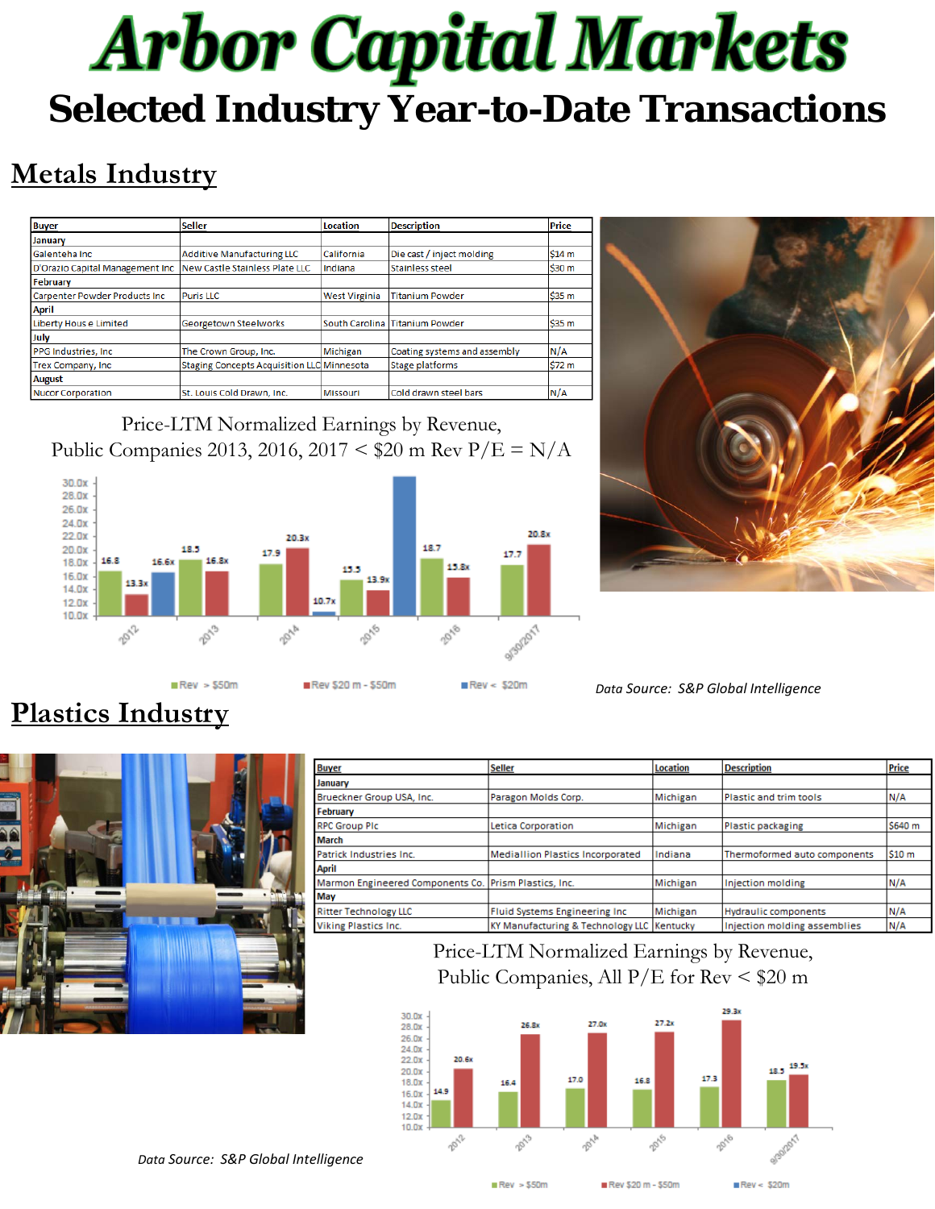# Arbor Capital Markets

## Selected Industry Year-to-Date Transactions

## Metals Industry

| Buyer | Seller | Location | Description | Price |
|---|---|---|---|---|
| **January** | | | | |
| Galenteha Inc | Additive Manufacturing LLC | California | Die cast / inject molding | $14 m |
| D'Orazio Capital Management Inc | New Castle Stainless Plate LLC | Indiana | Stainless steel | $30 m |
| **February** | | | | |
| Carpenter Powder Products Inc | Puris LLC | West Virginia | Titanium Powder | $35 m |
| **April** | | | | |
| Liberty House Limited | Georgetown Steelworks | South Carolina | Titanium Powder | $35 m |
| **July** | | | | |
| PPG Industries, Inc | The Crown Group, Inc. | Michigan | Coating systems and assembly | N/A |
| Trex Company, Inc | Staging Concepts Acquisition LLC | Minnesota | Stage platforms | $72 m |
| **August** | | | | |
| Nucor Corporation | St. Louis Cold Drawn, Inc. | Missouri | Cold drawn steel bars | N/A |

Price-LTM Normalized Earnings by Revenue,
Public Companies 2013, 2016, 2017 < $20 m Rev P/E = N/A

| Year | Rev > $50m | Rev $20 m - $50m | Rev < $20m |
|---|---|---|---|
| 2012 | 16.8 | 13.3x | 16.6x |
| 2013 | 18.5 | 16.8x | |
| 2014 | 17.9 | 20.3x | 10.7x |
| 2015 | 15.5 | 13.9x | |
| 2016 | 18.7 | 15.8x | |
| 9/30/2017 | 17.7 | 20.8x | |

*Data Source: S&P Global Intelligence*

## Plastics Industry

| Buyer | Seller | Location | Description | Price |
|---|---|---|---|---|
| **January** | | | | |
| Brueckner Group USA, Inc. | Paragon Molds Corp. | Michigan | Plastic and trim tools | N/A |
| **February** | | | | |
| RPC Group Plc | Letica Corporation | Michigan | Plastic packaging | $640 m |
| **March** | | | | |
| Patrick Industries Inc. | Mediallion Plastics Incorporated | Indiana | Thermoformed auto components | $10 m |
| **April** | | | | |
| Marmon Engineered Components Co. | Prism Plastics, Inc. | Michigan | Injection molding | N/A |
| **May** | | | | |
| Ritter Technology LLC | Fluid Systems Engineering Inc | Michigan | Hydraulic components | N/A |
| Viking Plastics Inc. | KY Manufacturing & Technology LLC | Kentucky | Injection molding assemblies | N/A |

Price-LTM Normalized Earnings by Revenue,
Public Companies, All P/E for Rev < $20 m

| Year | Rev > $50m | Rev $20 m - $50m |
|---|---|---|
| 2012 | 14.9 | 20.6x |
| 2013 | 16.4 | 26.8x |
| 2014 | 17.0 | 27.0x |
| 2015 | 16.8 | 27.2x |
| 2016 | 17.3 | 29.3x |
| 9/30/2017 | 18.5 | 19.5x |

*Data Source: S&P Global Intelligence*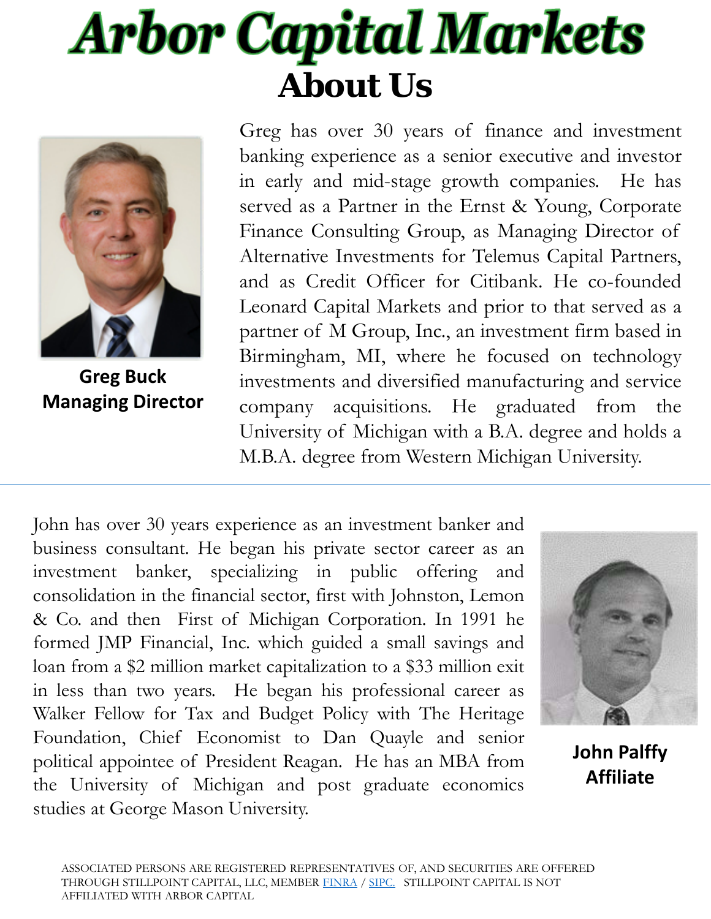# Arbor Capital Markets

## About Us

**Greg Buck**
**Managing Director**

Greg has over 30 years of finance and investment banking experience as a senior executive and investor in early and mid-stage growth companies. He has served as a Partner in the Ernst & Young, Corporate Finance Consulting Group, as Managing Director of Alternative Investments for Telemus Capital Partners, and as Credit Officer for Citibank. He co-founded Leonard Capital Markets and prior to that served as a partner of M Group, Inc., an investment firm based in Birmingham, MI, where he focused on technology investments and diversified manufacturing and service company acquisitions. He graduated from the University of Michigan with a B.A. degree and holds a M.B.A. degree from Western Michigan University.

---

**John Palffy**
**Affiliate**

John has over 30 years experience as an investment banker and business consultant. He began his private sector career as an investment banker, specializing in public offering and consolidation in the financial sector, first with Johnston, Lemon & Co. and then First of Michigan Corporation. In 1991 he formed JMP Financial, Inc. which guided a small savings and loan from a $2 million market capitalization to a $33 million exit in less than two years. He began his professional career as Walker Fellow for Tax and Budget Policy with The Heritage Foundation, Chief Economist to Dan Quayle and senior political appointee of President Reagan. He has an MBA from the University of Michigan and post graduate economics studies at George Mason University.

ASSOCIATED PERSONS ARE REGISTERED REPRESENTATIVES OF, AND SECURITIES ARE OFFERED THROUGH STILLPOINT CAPITAL, LLC, MEMBER FINRA / SIPC. STILLPOINT CAPITAL IS NOT AFFILIATED WITH ARBOR CAPITAL